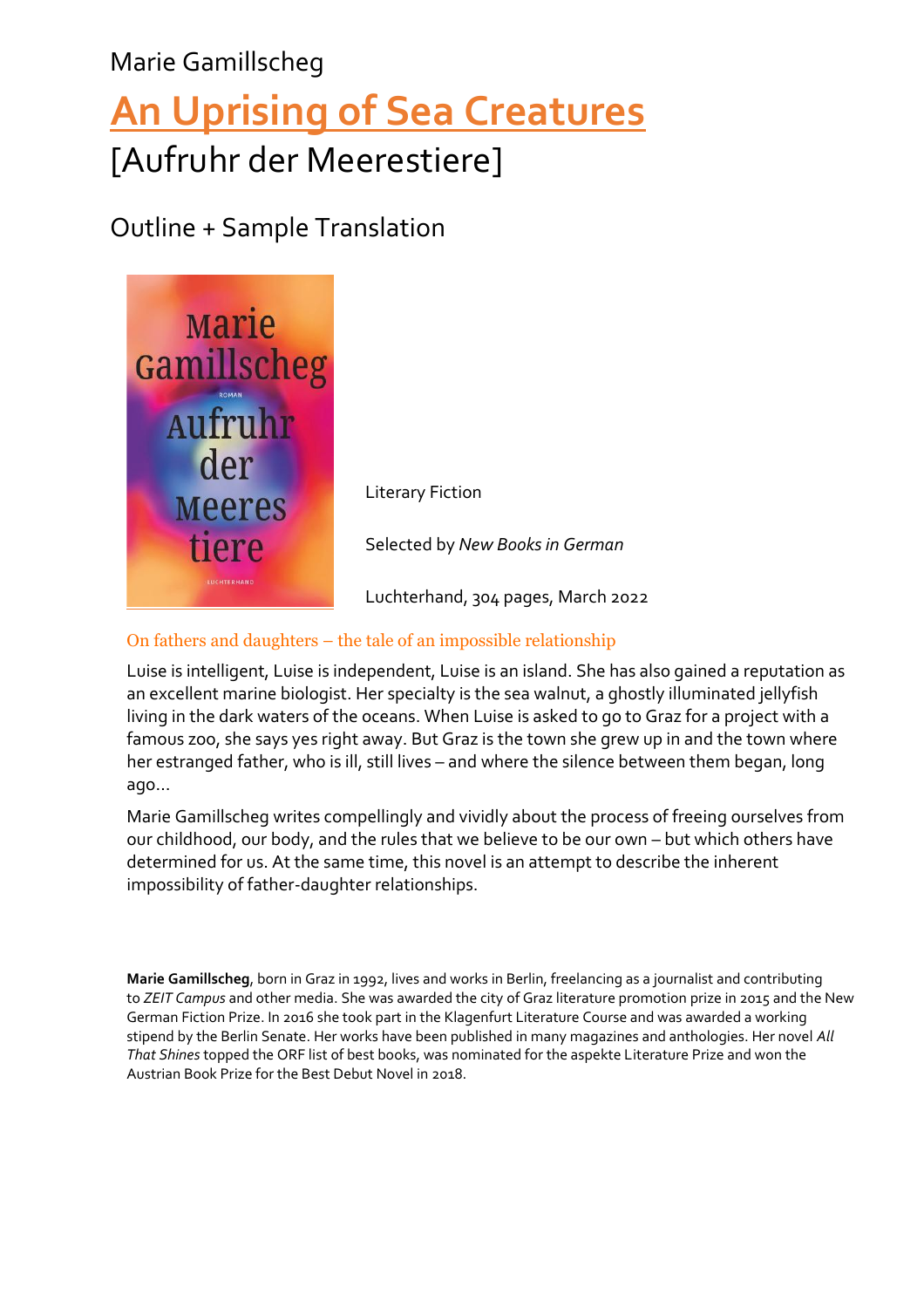Marie Gamillscheg

# An Uprising of Sea Creatures

[Aufruhr der Meerestiere]

## Outline + Sample Translation

Literary Fiction

Selected by *New Books in German*

Luchterhand, 304 pages, March 2022

### On fathers and daughters – the tale of an impossible relationship

Luise is intelligent, Luise is independent, Luise is an island. She has also gained a reputation as an excellent marine biologist. Her specialty is the sea walnut, a ghostly illuminated jellyfish living in the dark waters of the oceans. When Luise is asked to go to Graz for a project with a famous zoo, she says yes right away. But Graz is the town she grew up in and the town where her estranged father, who is ill, still lives – and where the silence between them began, long ago...

Marie Gamillscheg writes compellingly and vividly about the process of freeing ourselves from our childhood, our body, and the rules that we believe to be our own – but which others have determined for us. At the same time, this novel is an attempt to describe the inherent impossibility of father-daughter relationships.

**Marie Gamillscheg**, born in Graz in 1992, lives and works in Berlin, freelancing as a journalist and contributing to *ZEIT Campus* and other media. She was awarded the city of Graz literature promotion prize in 2015 and the New German Fiction Prize. In 2016 she took part in the Klagenfurt Literature Course and was awarded a working stipend by the Berlin Senate. Her works have been published in many magazines and anthologies. Her novel *All That Shines* topped the ORF list of best books, was nominated for the aspekte Literature Prize and won the Austrian Book Prize for the Best Debut Novel in 2018.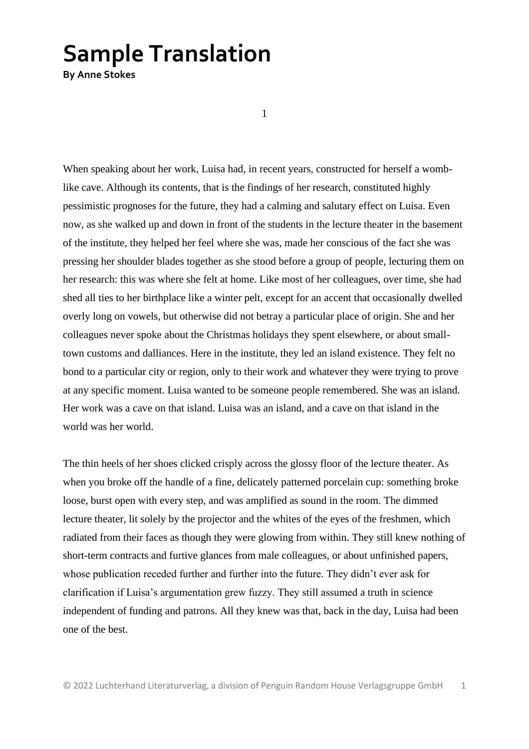# Sample Translation

**By Anne Stokes**

1

When speaking about her work, Luisa had, in recent years, constructed for herself a womb-like cave. Although its contents, that is the findings of her research, constituted highly pessimistic prognoses for the future, they had a calming and salutary effect on Luisa. Even now, as she walked up and down in front of the students in the lecture theater in the basement of the institute, they helped her feel where she was, made her conscious of the fact she was pressing her shoulder blades together as she stood before a group of people, lecturing them on her research: this was where she felt at home. Like most of her colleagues, over time, she had shed all ties to her birthplace like a winter pelt, except for an accent that occasionally dwelled overly long on vowels, but otherwise did not betray a particular place of origin. She and her colleagues never spoke about the Christmas holidays they spent elsewhere, or about small-town customs and dalliances. Here in the institute, they led an island existence. They felt no bond to a particular city or region, only to their work and whatever they were trying to prove at any specific moment. Luisa wanted to be someone people remembered. She was an island. Her work was a cave on that island. Luisa was an island, and a cave on that island in the world was her world.

The thin heels of her shoes clicked crisply across the glossy floor of the lecture theater. As when you broke off the handle of a fine, delicately patterned porcelain cup: something broke loose, burst open with every step, and was amplified as sound in the room. The dimmed lecture theater, lit solely by the projector and the whites of the eyes of the freshmen, which radiated from their faces as though they were glowing from within. They still knew nothing of short-term contracts and furtive glances from male colleagues, or about unfinished papers, whose publication receded further and further into the future. They didn't ever ask for clarification if Luisa's argumentation grew fuzzy. They still assumed a truth in science independent of funding and patrons. All they knew was that, back in the day, Luisa had been one of the best.

© 2022 Luchterhand Literaturverlag, a division of Penguin Random House Verlagsgruppe GmbH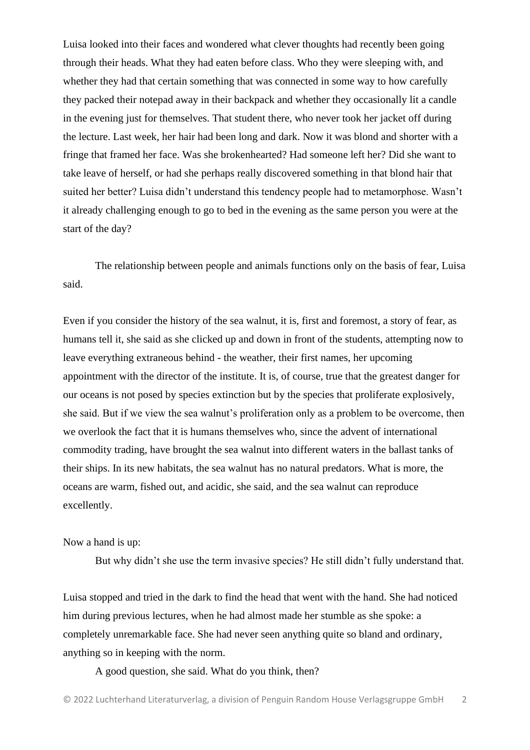Luisa looked into their faces and wondered what clever thoughts had recently been going through their heads. What they had eaten before class. Who they were sleeping with, and whether they had that certain something that was connected in some way to how carefully they packed their notepad away in their backpack and whether they occasionally lit a candle in the evening just for themselves. That student there, who never took her jacket off during the lecture. Last week, her hair had been long and dark. Now it was blond and shorter with a fringe that framed her face. Was she brokenhearted? Had someone left her? Did she want to take leave of herself, or had she perhaps really discovered something in that blond hair that suited her better? Luisa didn't understand this tendency people had to metamorphose. Wasn't it already challenging enough to go to bed in the evening as the same person you were at the start of the day?

The relationship between people and animals functions only on the basis of fear, Luisa said.

Even if you consider the history of the sea walnut, it is, first and foremost, a story of fear, as humans tell it, she said as she clicked up and down in front of the students, attempting now to leave everything extraneous behind - the weather, their first names, her upcoming appointment with the director of the institute. It is, of course, true that the greatest danger for our oceans is not posed by species extinction but by the species that proliferate explosively, she said. But if we view the sea walnut's proliferation only as a problem to be overcome, then we overlook the fact that it is humans themselves who, since the advent of international commodity trading, have brought the sea walnut into different waters in the ballast tanks of their ships. In its new habitats, the sea walnut has no natural predators. What is more, the oceans are warm, fished out, and acidic, she said, and the sea walnut can reproduce excellently.

Now a hand is up:

But why didn't she use the term invasive species? He still didn't fully understand that.

Luisa stopped and tried in the dark to find the head that went with the hand. She had noticed him during previous lectures, when he had almost made her stumble as she spoke: a completely unremarkable face. She had never seen anything quite so bland and ordinary, anything so in keeping with the norm.

A good question, she said. What do you think, then?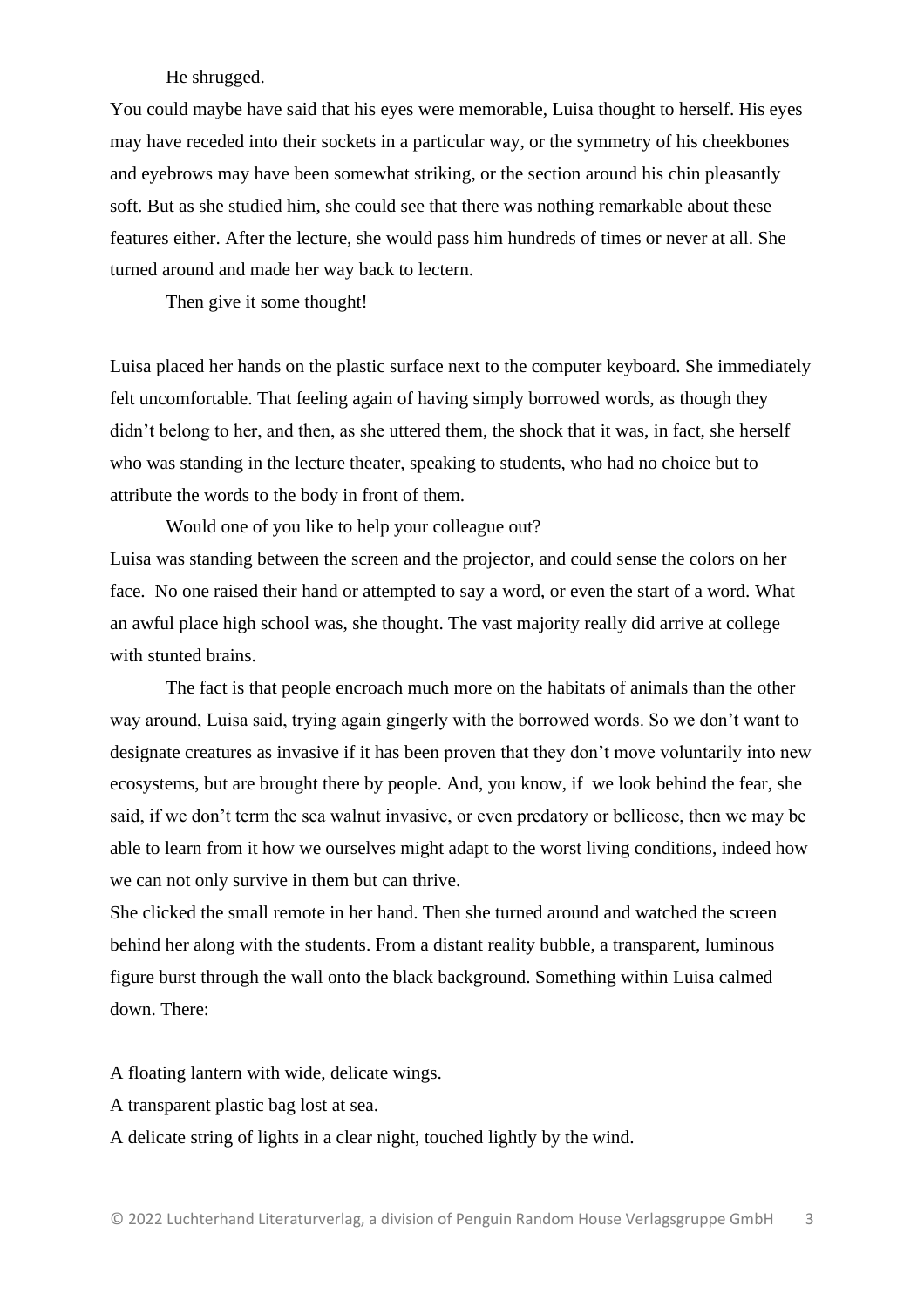He shrugged.

You could maybe have said that his eyes were memorable, Luisa thought to herself. His eyes may have receded into their sockets in a particular way, or the symmetry of his cheekbones and eyebrows may have been somewhat striking, or the section around his chin pleasantly soft. But as she studied him, she could see that there was nothing remarkable about these features either. After the lecture, she would pass him hundreds of times or never at all. She turned around and made her way back to lectern.

Then give it some thought!

Luisa placed her hands on the plastic surface next to the computer keyboard. She immediately felt uncomfortable. That feeling again of having simply borrowed words, as though they didn't belong to her, and then, as she uttered them, the shock that it was, in fact, she herself who was standing in the lecture theater, speaking to students, who had no choice but to attribute the words to the body in front of them.

Would one of you like to help your colleague out?

Luisa was standing between the screen and the projector, and could sense the colors on her face. No one raised their hand or attempted to say a word, or even the start of a word. What an awful place high school was, she thought. The vast majority really did arrive at college with stunted brains.

The fact is that people encroach much more on the habitats of animals than the other way around, Luisa said, trying again gingerly with the borrowed words. So we don't want to designate creatures as invasive if it has been proven that they don't move voluntarily into new ecosystems, but are brought there by people. And, you know, if we look behind the fear, she said, if we don't term the sea walnut invasive, or even predatory or bellicose, then we may be able to learn from it how we ourselves might adapt to the worst living conditions, indeed how we can not only survive in them but can thrive.

She clicked the small remote in her hand. Then she turned around and watched the screen behind her along with the students. From a distant reality bubble, a transparent, luminous figure burst through the wall onto the black background. Something within Luisa calmed down. There:

A floating lantern with wide, delicate wings.

A transparent plastic bag lost at sea.

A delicate string of lights in a clear night, touched lightly by the wind.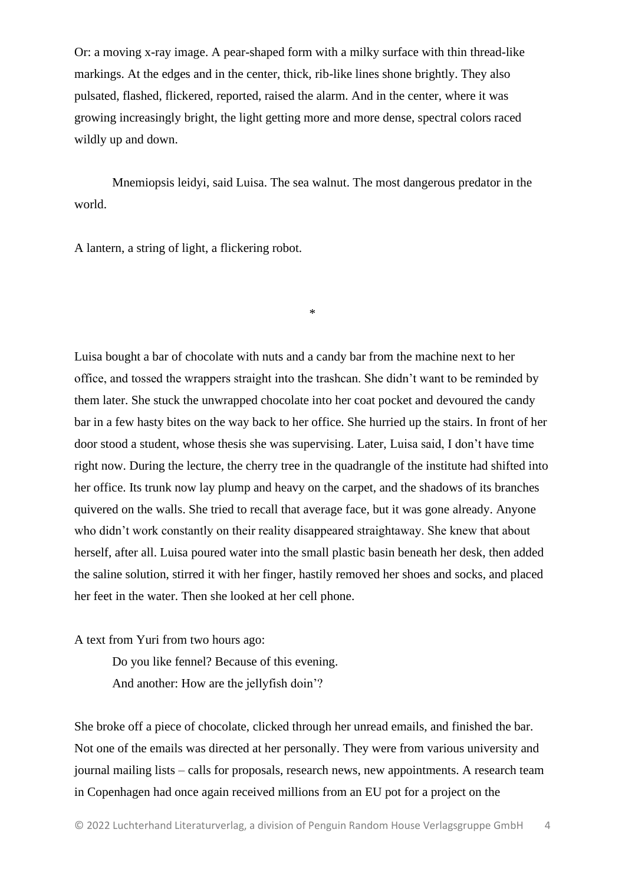Or: a moving x-ray image. A pear-shaped form with a milky surface with thin thread-like markings. At the edges and in the center, thick, rib-like lines shone brightly. They also pulsated, flashed, flickered, reported, raised the alarm. And in the center, where it was growing increasingly bright, the light getting more and more dense, spectral colors raced wildly up and down.

Mnemiopsis leidyi, said Luisa. The sea walnut. The most dangerous predator in the world.

A lantern, a string of light, a flickering robot.

*

Luisa bought a bar of chocolate with nuts and a candy bar from the machine next to her office, and tossed the wrappers straight into the trashcan. She didn't want to be reminded by them later. She stuck the unwrapped chocolate into her coat pocket and devoured the candy bar in a few hasty bites on the way back to her office. She hurried up the stairs. In front of her door stood a student, whose thesis she was supervising. Later, Luisa said, I don't have time right now. During the lecture, the cherry tree in the quadrangle of the institute had shifted into her office. Its trunk now lay plump and heavy on the carpet, and the shadows of its branches quivered on the walls. She tried to recall that average face, but it was gone already. Anyone who didn't work constantly on their reality disappeared straightaway. She knew that about herself, after all. Luisa poured water into the small plastic basin beneath her desk, then added the saline solution, stirred it with her finger, hastily removed her shoes and socks, and placed her feet in the water. Then she looked at her cell phone.

A text from Yuri from two hours ago:

Do you like fennel? Because of this evening.

And another: How are the jellyfish doin'?

She broke off a piece of chocolate, clicked through her unread emails, and finished the bar. Not one of the emails was directed at her personally. They were from various university and journal mailing lists – calls for proposals, research news, new appointments. A research team in Copenhagen had once again received millions from an EU pot for a project on the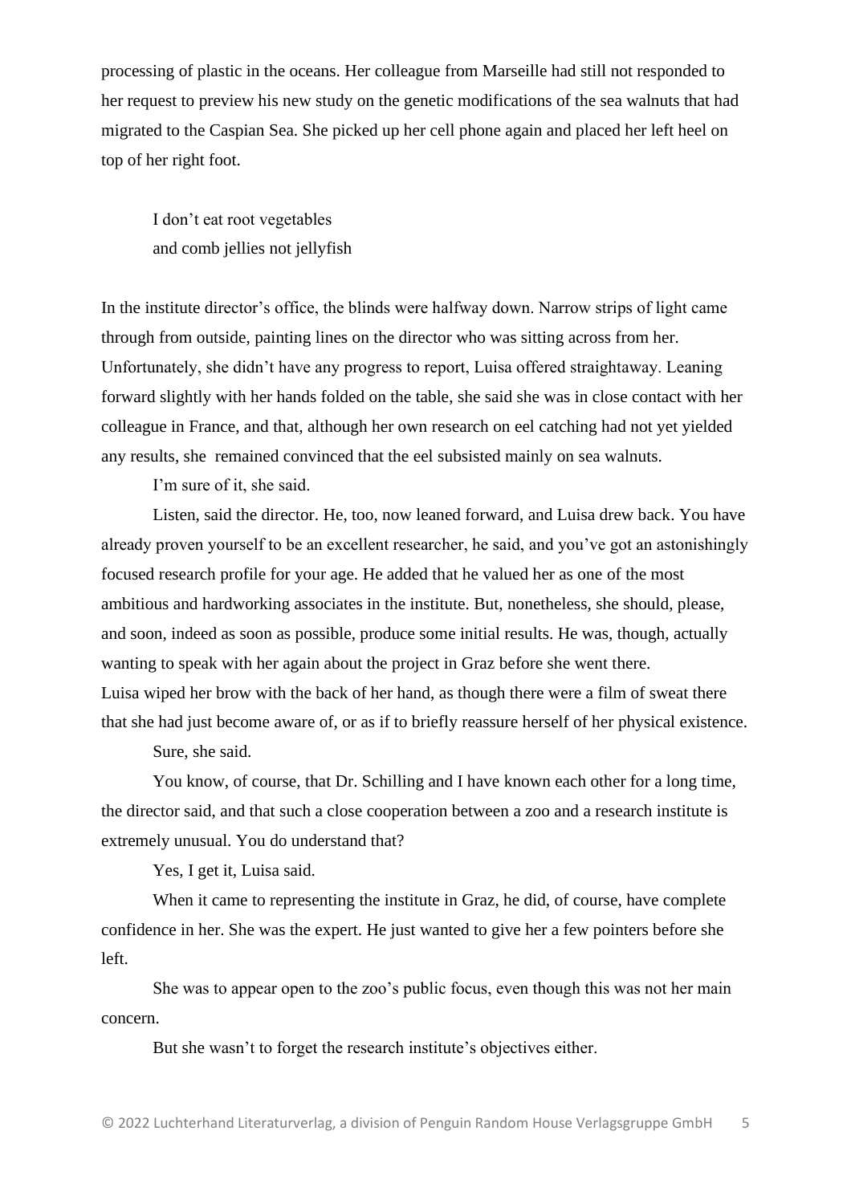processing of plastic in the oceans. Her colleague from Marseille had still not responded to her request to preview his new study on the genetic modifications of the sea walnuts that had migrated to the Caspian Sea. She picked up her cell phone again and placed her left heel on top of her right foot.

> I don't eat root vegetables
> and comb jellies not jellyfish

In the institute director's office, the blinds were halfway down. Narrow strips of light came through from outside, painting lines on the director who was sitting across from her. Unfortunately, she didn't have any progress to report, Luisa offered straightaway. Leaning forward slightly with her hands folded on the table, she said she was in close contact with her colleague in France, and that, although her own research on eel catching had not yet yielded any results, she remained convinced that the eel subsisted mainly on sea walnuts.

I'm sure of it, she said.

Listen, said the director. He, too, now leaned forward, and Luisa drew back. You have already proven yourself to be an excellent researcher, he said, and you've got an astonishingly focused research profile for your age. He added that he valued her as one of the most ambitious and hardworking associates in the institute. But, nonetheless, she should, please, and soon, indeed as soon as possible, produce some initial results. He was, though, actually wanting to speak with her again about the project in Graz before she went there.

Luisa wiped her brow with the back of her hand, as though there were a film of sweat there that she had just become aware of, or as if to briefly reassure herself of her physical existence.

Sure, she said.

You know, of course, that Dr. Schilling and I have known each other for a long time, the director said, and that such a close cooperation between a zoo and a research institute is extremely unusual. You do understand that?

Yes, I get it, Luisa said.

When it came to representing the institute in Graz, he did, of course, have complete confidence in her. She was the expert. He just wanted to give her a few pointers before she left.

She was to appear open to the zoo's public focus, even though this was not her main concern.

But she wasn't to forget the research institute's objectives either.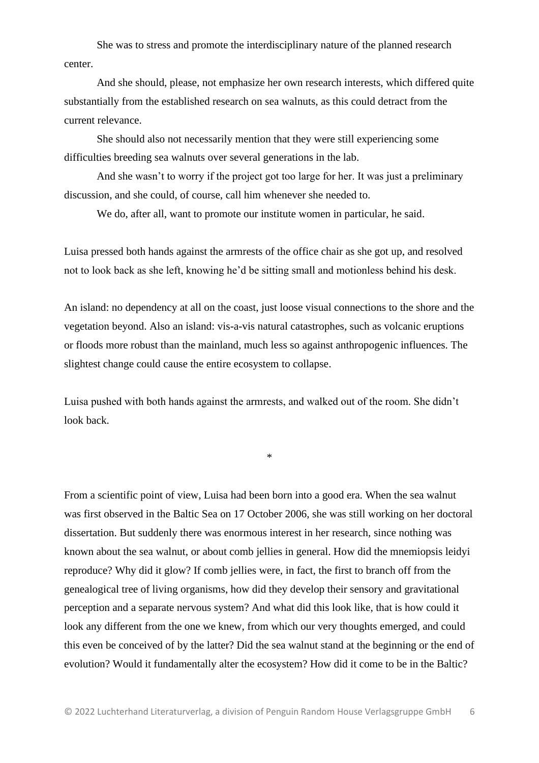She was to stress and promote the interdisciplinary nature of the planned research center.

And she should, please, not emphasize her own research interests, which differed quite substantially from the established research on sea walnuts, as this could detract from the current relevance.

She should also not necessarily mention that they were still experiencing some difficulties breeding sea walnuts over several generations in the lab.

And she wasn't to worry if the project got too large for her. It was just a preliminary discussion, and she could, of course, call him whenever she needed to.

We do, after all, want to promote our institute women in particular, he said.

Luisa pressed both hands against the armrests of the office chair as she got up, and resolved not to look back as she left, knowing he'd be sitting small and motionless behind his desk.

An island: no dependency at all on the coast, just loose visual connections to the shore and the vegetation beyond. Also an island: vis-a-vis natural catastrophes, such as volcanic eruptions or floods more robust than the mainland, much less so against anthropogenic influences. The slightest change could cause the entire ecosystem to collapse.

Luisa pushed with both hands against the armrests, and walked out of the room. She didn't look back.

*

From a scientific point of view, Luisa had been born into a good era. When the sea walnut was first observed in the Baltic Sea on 17 October 2006, she was still working on her doctoral dissertation. But suddenly there was enormous interest in her research, since nothing was known about the sea walnut, or about comb jellies in general. How did the mnemiopsis leidyi reproduce? Why did it glow? If comb jellies were, in fact, the first to branch off from the genealogical tree of living organisms, how did they develop their sensory and gravitational perception and a separate nervous system? And what did this look like, that is how could it look any different from the one we knew, from which our very thoughts emerged, and could this even be conceived of by the latter? Did the sea walnut stand at the beginning or the end of evolution? Would it fundamentally alter the ecosystem? How did it come to be in the Baltic?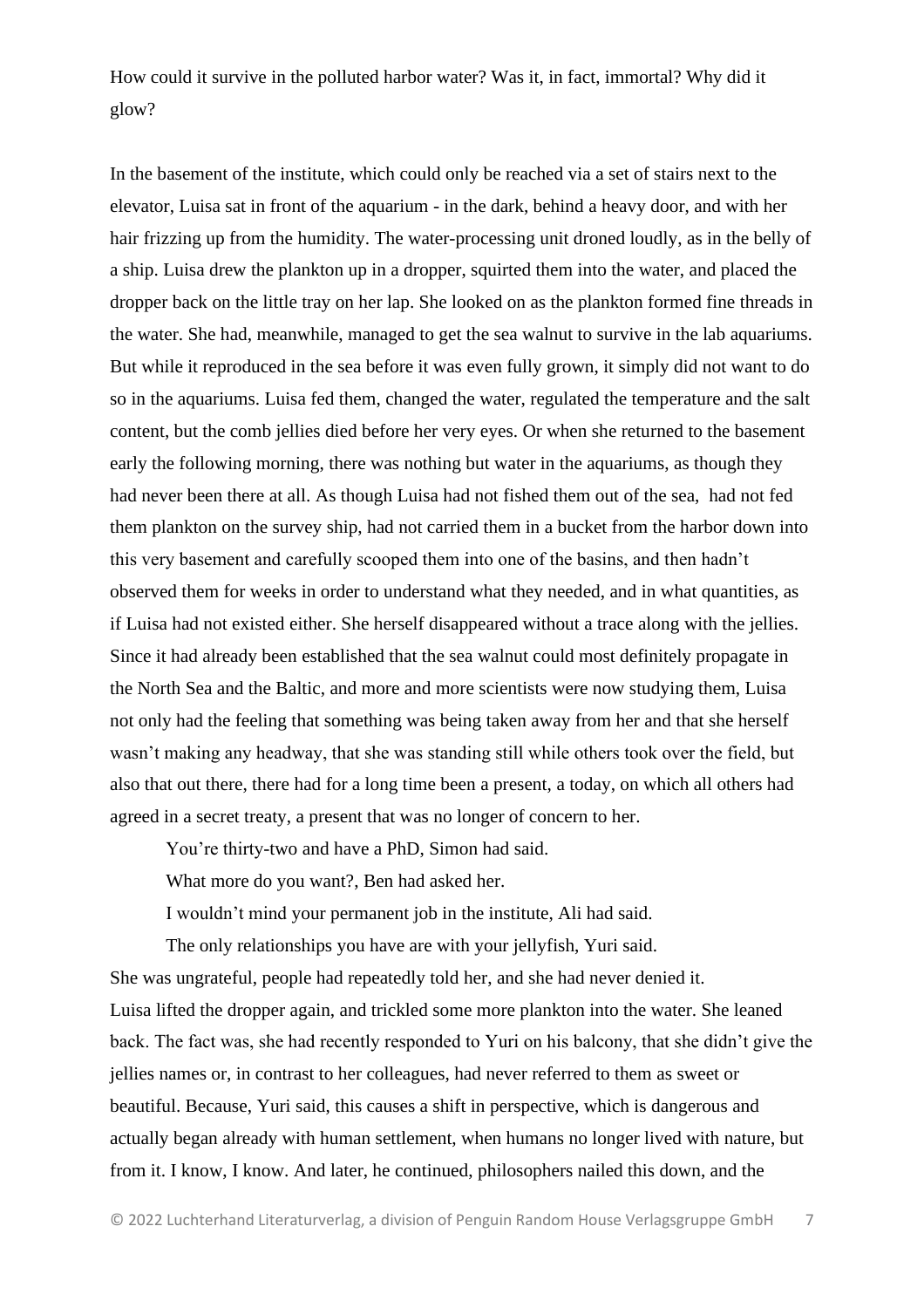How could it survive in the polluted harbor water? Was it, in fact, immortal? Why did it glow?

In the basement of the institute, which could only be reached via a set of stairs next to the elevator, Luisa sat in front of the aquarium - in the dark, behind a heavy door, and with her hair frizzing up from the humidity. The water-processing unit droned loudly, as in the belly of a ship. Luisa drew the plankton up in a dropper, squirted them into the water, and placed the dropper back on the little tray on her lap. She looked on as the plankton formed fine threads in the water. She had, meanwhile, managed to get the sea walnut to survive in the lab aquariums. But while it reproduced in the sea before it was even fully grown, it simply did not want to do so in the aquariums. Luisa fed them, changed the water, regulated the temperature and the salt content, but the comb jellies died before her very eyes. Or when she returned to the basement early the following morning, there was nothing but water in the aquariums, as though they had never been there at all. As though Luisa had not fished them out of the sea, had not fed them plankton on the survey ship, had not carried them in a bucket from the harbor down into this very basement and carefully scooped them into one of the basins, and then hadn't observed them for weeks in order to understand what they needed, and in what quantities, as if Luisa had not existed either. She herself disappeared without a trace along with the jellies. Since it had already been established that the sea walnut could most definitely propagate in the North Sea and the Baltic, and more and more scientists were now studying them, Luisa not only had the feeling that something was being taken away from her and that she herself wasn't making any headway, that she was standing still while others took over the field, but also that out there, there had for a long time been a present, a today, on which all others had agreed in a secret treaty, a present that was no longer of concern to her.

You're thirty-two and have a PhD, Simon had said.

What more do you want?, Ben had asked her.

I wouldn't mind your permanent job in the institute, Ali had said.

The only relationships you have are with your jellyfish, Yuri said.

She was ungrateful, people had repeatedly told her, and she had never denied it.
Luisa lifted the dropper again, and trickled some more plankton into the water. She leaned back. The fact was, she had recently responded to Yuri on his balcony, that she didn't give the jellies names or, in contrast to her colleagues, had never referred to them as sweet or beautiful. Because, Yuri said, this causes a shift in perspective, which is dangerous and actually began already with human settlement, when humans no longer lived with nature, but from it. I know, I know. And later, he continued, philosophers nailed this down, and the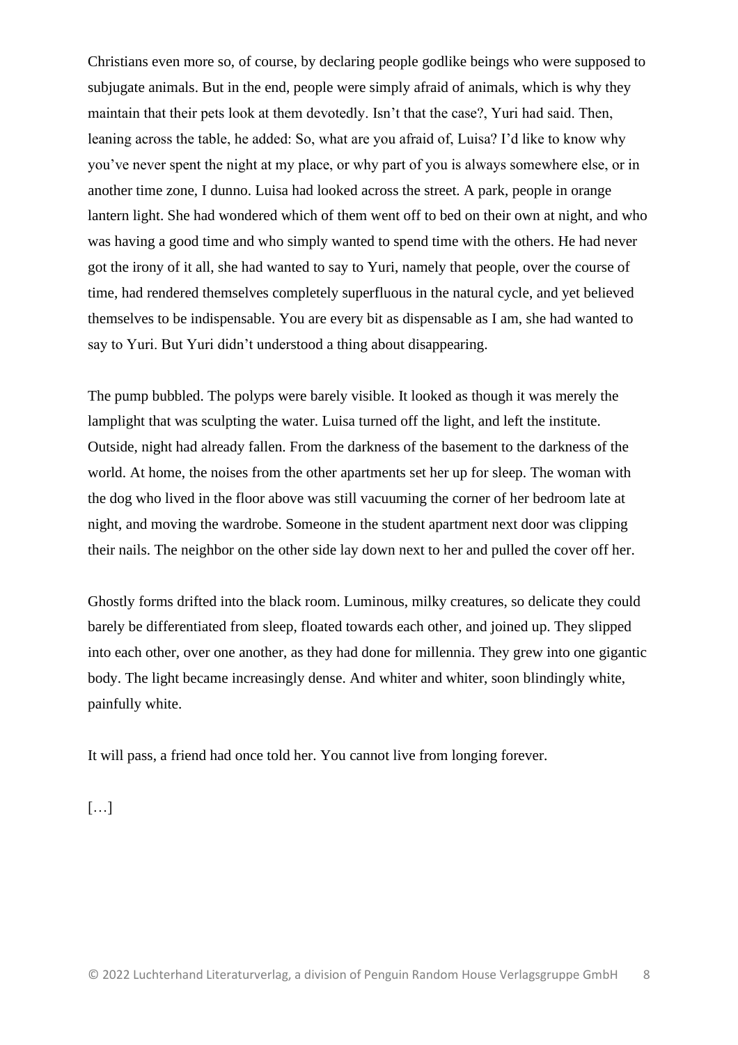Christians even more so, of course, by declaring people godlike beings who were supposed to subjugate animals. But in the end, people were simply afraid of animals, which is why they maintain that their pets look at them devotedly. Isn't that the case?, Yuri had said. Then, leaning across the table, he added: So, what are you afraid of, Luisa? I'd like to know why you've never spent the night at my place, or why part of you is always somewhere else, or in another time zone, I dunno. Luisa had looked across the street. A park, people in orange lantern light. She had wondered which of them went off to bed on their own at night, and who was having a good time and who simply wanted to spend time with the others. He had never got the irony of it all, she had wanted to say to Yuri, namely that people, over the course of time, had rendered themselves completely superfluous in the natural cycle, and yet believed themselves to be indispensable. You are every bit as dispensable as I am, she had wanted to say to Yuri. But Yuri didn't understood a thing about disappearing.

The pump bubbled. The polyps were barely visible. It looked as though it was merely the lamplight that was sculpting the water. Luisa turned off the light, and left the institute. Outside, night had already fallen. From the darkness of the basement to the darkness of the world. At home, the noises from the other apartments set her up for sleep. The woman with the dog who lived in the floor above was still vacuuming the corner of her bedroom late at night, and moving the wardrobe. Someone in the student apartment next door was clipping their nails. The neighbor on the other side lay down next to her and pulled the cover off her.

Ghostly forms drifted into the black room. Luminous, milky creatures, so delicate they could barely be differentiated from sleep, floated towards each other, and joined up. They slipped into each other, over one another, as they had done for millennia. They grew into one gigantic body. The light became increasingly dense. And whiter and whiter, soon blindingly white, painfully white.

It will pass, a friend had once told her. You cannot live from longing forever.

[…]

© 2022 Luchterhand Literaturverlag, a division of Penguin Random House Verlagsgruppe GmbH